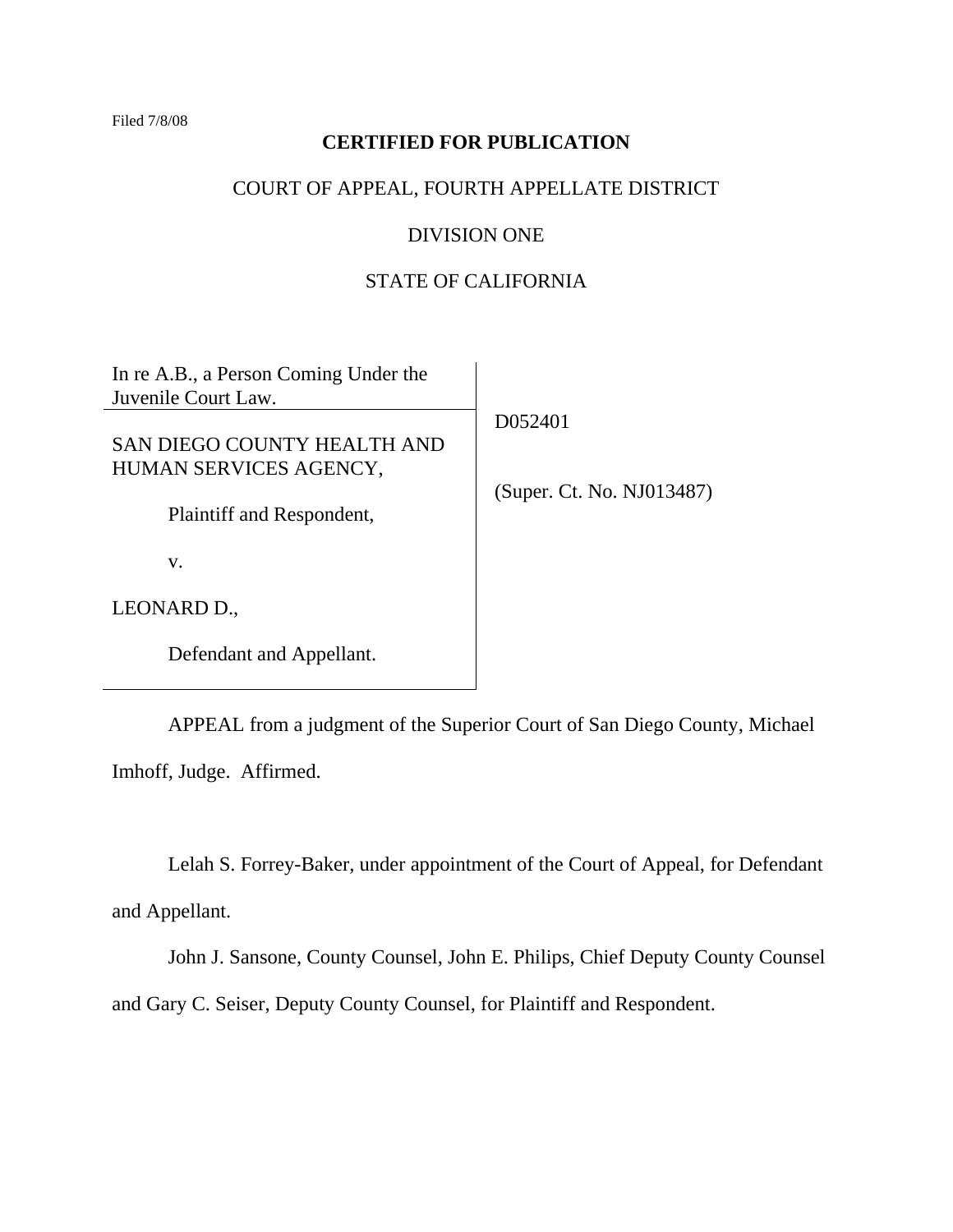Filed 7/8/08

**CERTIFIED FOR PUBLICATION**

COURT OF APPEAL, FOURTH APPELLATE DISTRICT

DIVISION ONE

STATE OF CALIFORNIA

| | |
|---|---|
| In re A.B., a Person Coming Under the Juvenile Court Law. | |
| SAN DIEGO COUNTY HEALTH AND HUMAN SERVICES AGENCY,<br><br>Plaintiff and Respondent,<br><br>v.<br><br>LEONARD D.,<br><br>Defendant and Appellant. | D052401<br><br>(Super. Ct. No. NJ013487) |

APPEAL from a judgment of the Superior Court of San Diego County, Michael Imhoff, Judge. Affirmed.

Lelah S. Forrey-Baker, under appointment of the Court of Appeal, for Defendant and Appellant.

John J. Sansone, County Counsel, John E. Philips, Chief Deputy County Counsel and Gary C. Seiser, Deputy County Counsel, for Plaintiff and Respondent.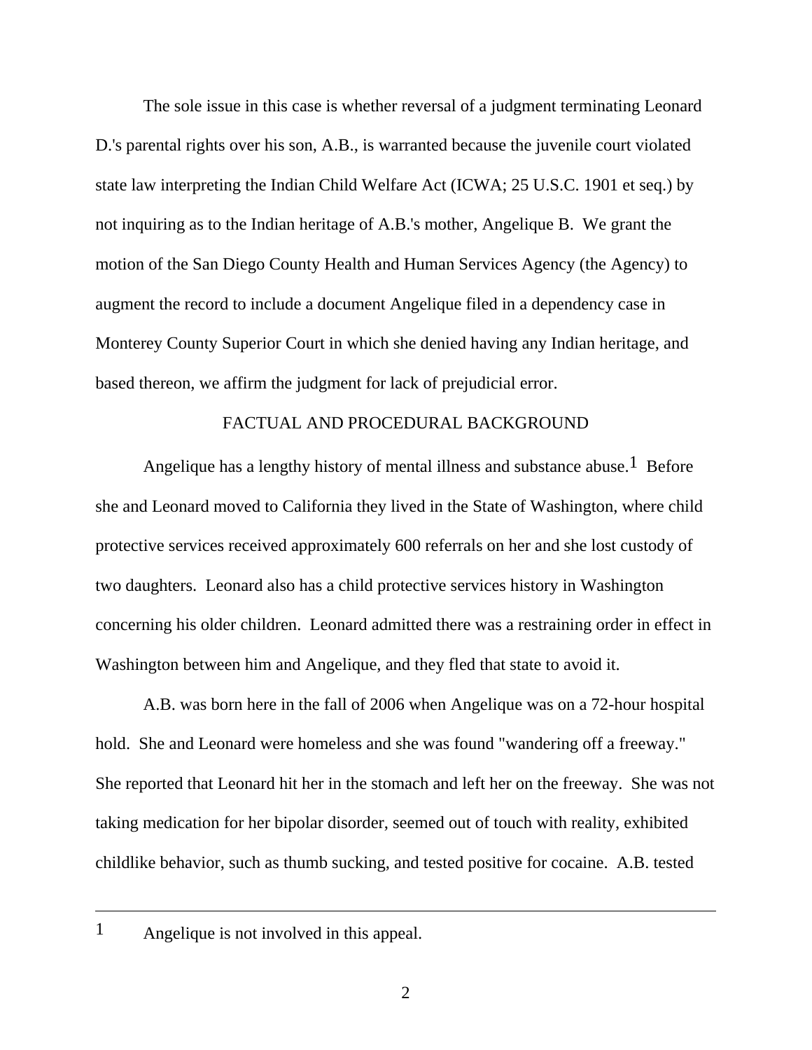The sole issue in this case is whether reversal of a judgment terminating Leonard D.'s parental rights over his son, A.B., is warranted because the juvenile court violated state law interpreting the Indian Child Welfare Act (ICWA; 25 U.S.C. 1901 et seq.) by not inquiring as to the Indian heritage of A.B.'s mother, Angelique B. We grant the motion of the San Diego County Health and Human Services Agency (the Agency) to augment the record to include a document Angelique filed in a dependency case in Monterey County Superior Court in which she denied having any Indian heritage, and based thereon, we affirm the judgment for lack of prejudicial error.

## FACTUAL AND PROCEDURAL BACKGROUND

Angelique has a lengthy history of mental illness and substance abuse.[1] Before she and Leonard moved to California they lived in the State of Washington, where child protective services received approximately 600 referrals on her and she lost custody of two daughters. Leonard also has a child protective services history in Washington concerning his older children. Leonard admitted there was a restraining order in effect in Washington between him and Angelique, and they fled that state to avoid it.

A.B. was born here in the fall of 2006 when Angelique was on a 72-hour hospital hold. She and Leonard were homeless and she was found "wandering off a freeway." She reported that Leonard hit her in the stomach and left her on the freeway. She was not taking medication for her bipolar disorder, seemed out of touch with reality, exhibited childlike behavior, such as thumb sucking, and tested positive for cocaine. A.B. tested

---

[1] Angelique is not involved in this appeal.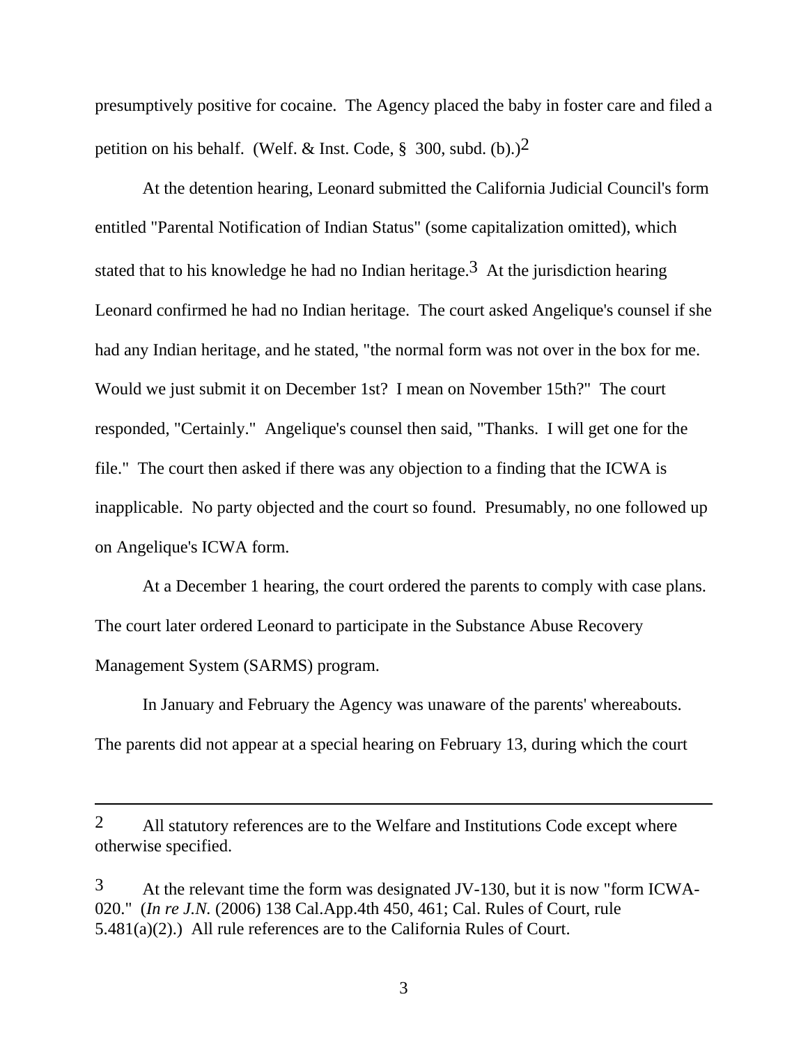presumptively positive for cocaine. The Agency placed the baby in foster care and filed a petition on his behalf. (Welf. & Inst. Code, § 300, subd. (b).)[2]

At the detention hearing, Leonard submitted the California Judicial Council's form entitled "Parental Notification of Indian Status" (some capitalization omitted), which stated that to his knowledge he had no Indian heritage.[3] At the jurisdiction hearing Leonard confirmed he had no Indian heritage. The court asked Angelique's counsel if she had any Indian heritage, and he stated, "the normal form was not over in the box for me. Would we just submit it on December 1st? I mean on November 15th?" The court responded, "Certainly." Angelique's counsel then said, "Thanks. I will get one for the file." The court then asked if there was any objection to a finding that the ICWA is inapplicable. No party objected and the court so found. Presumably, no one followed up on Angelique's ICWA form.

At a December 1 hearing, the court ordered the parents to comply with case plans. The court later ordered Leonard to participate in the Substance Abuse Recovery Management System (SARMS) program.

In January and February the Agency was unaware of the parents' whereabouts. The parents did not appear at a special hearing on February 13, during which the court

---

[2] All statutory references are to the Welfare and Institutions Code except where otherwise specified.

[3] At the relevant time the form was designated JV-130, but it is now "form ICWA-020." (*In re J.N.* (2006) 138 Cal.App.4th 450, 461; Cal. Rules of Court, rule 5.481(a)(2).) All rule references are to the California Rules of Court.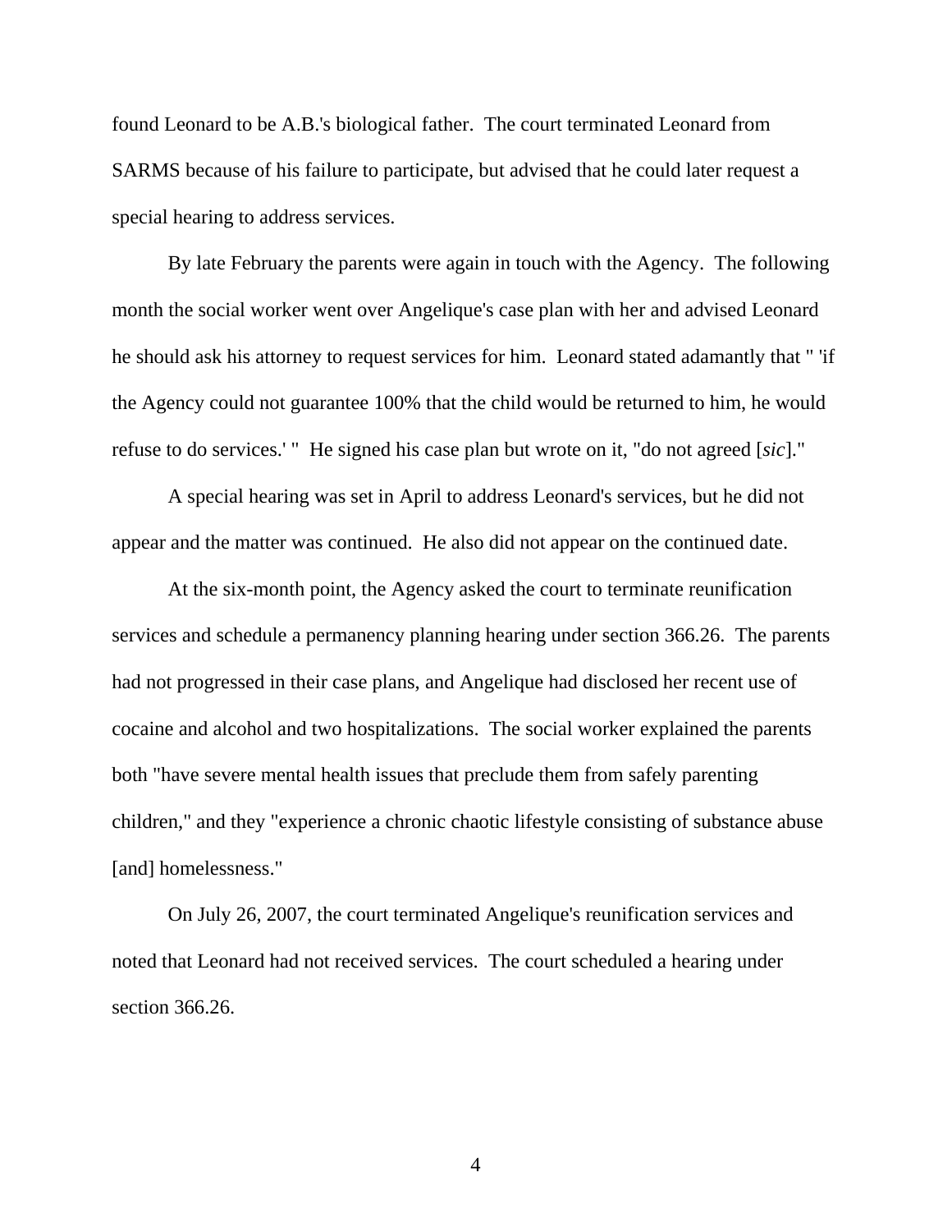found Leonard to be A.B.'s biological father. The court terminated Leonard from SARMS because of his failure to participate, but advised that he could later request a special hearing to address services.

By late February the parents were again in touch with the Agency. The following month the social worker went over Angelique's case plan with her and advised Leonard he should ask his attorney to request services for him. Leonard stated adamantly that " 'if the Agency could not guarantee 100% that the child would be returned to him, he would refuse to do services.' " He signed his case plan but wrote on it, "do not agreed [*sic*]."

A special hearing was set in April to address Leonard's services, but he did not appear and the matter was continued. He also did not appear on the continued date.

At the six-month point, the Agency asked the court to terminate reunification services and schedule a permanency planning hearing under section 366.26. The parents had not progressed in their case plans, and Angelique had disclosed her recent use of cocaine and alcohol and two hospitalizations. The social worker explained the parents both "have severe mental health issues that preclude them from safely parenting children," and they "experience a chronic chaotic lifestyle consisting of substance abuse [and] homelessness."

On July 26, 2007, the court terminated Angelique's reunification services and noted that Leonard had not received services. The court scheduled a hearing under section 366.26.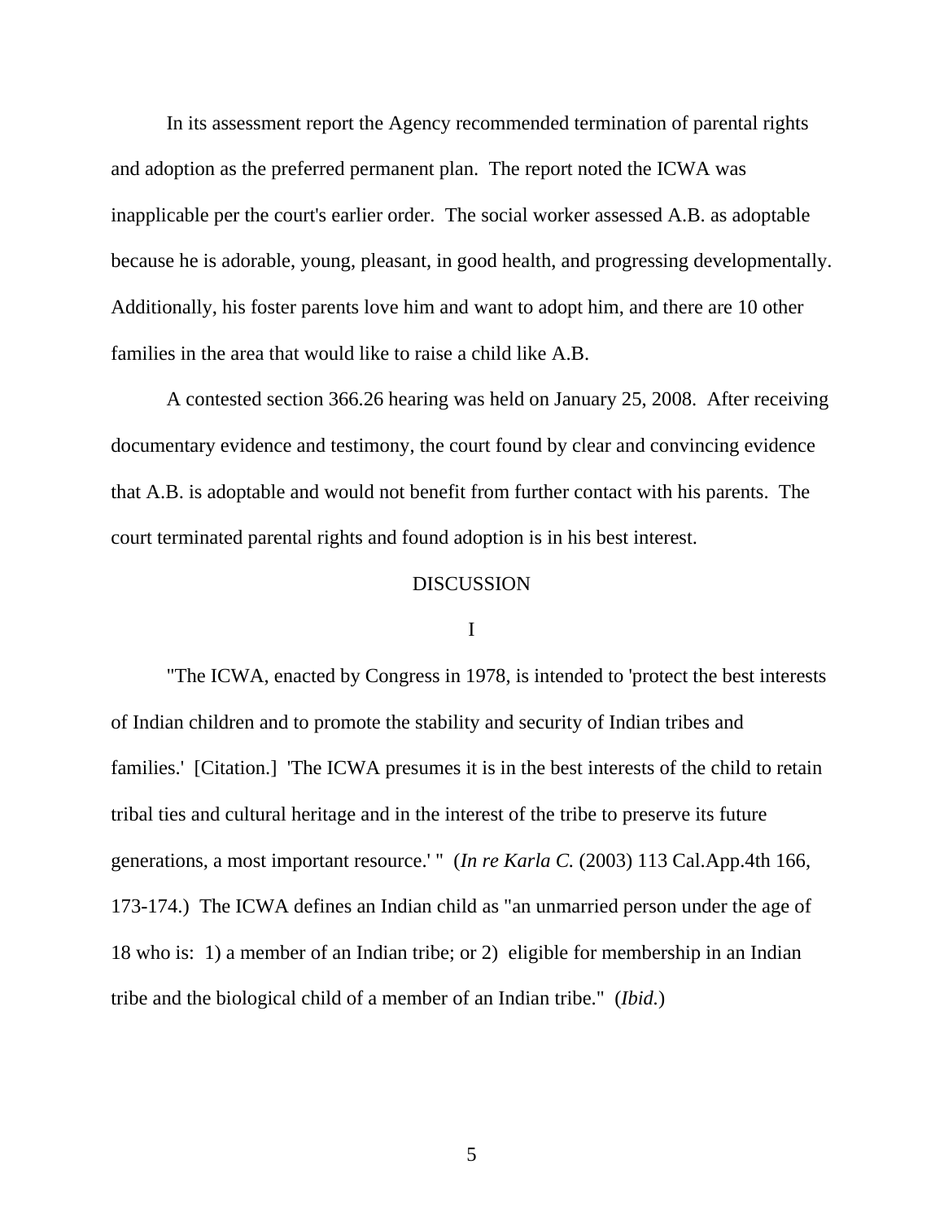In its assessment report the Agency recommended termination of parental rights and adoption as the preferred permanent plan. The report noted the ICWA was inapplicable per the court's earlier order. The social worker assessed A.B. as adoptable because he is adorable, young, pleasant, in good health, and progressing developmentally. Additionally, his foster parents love him and want to adopt him, and there are 10 other families in the area that would like to raise a child like A.B.

A contested section 366.26 hearing was held on January 25, 2008. After receiving documentary evidence and testimony, the court found by clear and convincing evidence that A.B. is adoptable and would not benefit from further contact with his parents. The court terminated parental rights and found adoption is in his best interest.

## DISCUSSION

### I

"The ICWA, enacted by Congress in 1978, is intended to 'protect the best interests of Indian children and to promote the stability and security of Indian tribes and families.' [Citation.] 'The ICWA presumes it is in the best interests of the child to retain tribal ties and cultural heritage and in the interest of the tribe to preserve its future generations, a most important resource.' " (*In re Karla C.* (2003) 113 Cal.App.4th 166, 173-174.) The ICWA defines an Indian child as "an unmarried person under the age of 18 who is: 1) a member of an Indian tribe; or 2) eligible for membership in an Indian tribe and the biological child of a member of an Indian tribe." (*Ibid.*)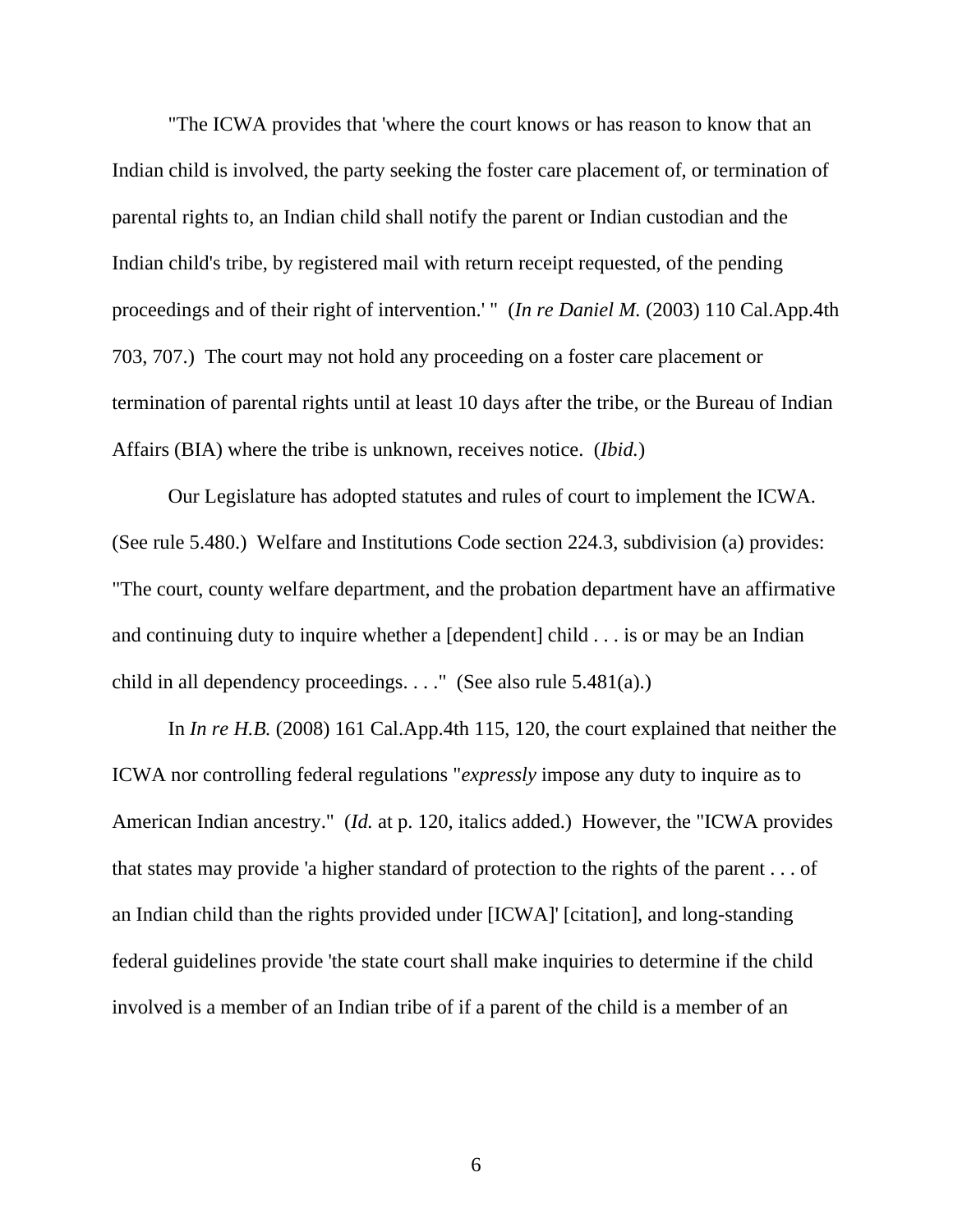"The ICWA provides that 'where the court knows or has reason to know that an Indian child is involved, the party seeking the foster care placement of, or termination of parental rights to, an Indian child shall notify the parent or Indian custodian and the Indian child's tribe, by registered mail with return receipt requested, of the pending proceedings and of their right of intervention.' " (*In re Daniel M.* (2003) 110 Cal.App.4th 703, 707.) The court may not hold any proceeding on a foster care placement or termination of parental rights until at least 10 days after the tribe, or the Bureau of Indian Affairs (BIA) where the tribe is unknown, receives notice. (*Ibid.*)

Our Legislature has adopted statutes and rules of court to implement the ICWA. (See rule 5.480.) Welfare and Institutions Code section 224.3, subdivision (a) provides: "The court, county welfare department, and the probation department have an affirmative and continuing duty to inquire whether a [dependent] child . . . is or may be an Indian child in all dependency proceedings. . . ." (See also rule 5.481(a).)

In *In re H.B.* (2008) 161 Cal.App.4th 115, 120, the court explained that neither the ICWA nor controlling federal regulations "*expressly* impose any duty to inquire as to American Indian ancestry." (*Id.* at p. 120, italics added.) However, the "ICWA provides that states may provide 'a higher standard of protection to the rights of the parent . . . of an Indian child than the rights provided under [ICWA]' [citation], and long-standing federal guidelines provide 'the state court shall make inquiries to determine if the child involved is a member of an Indian tribe of if a parent of the child is a member of an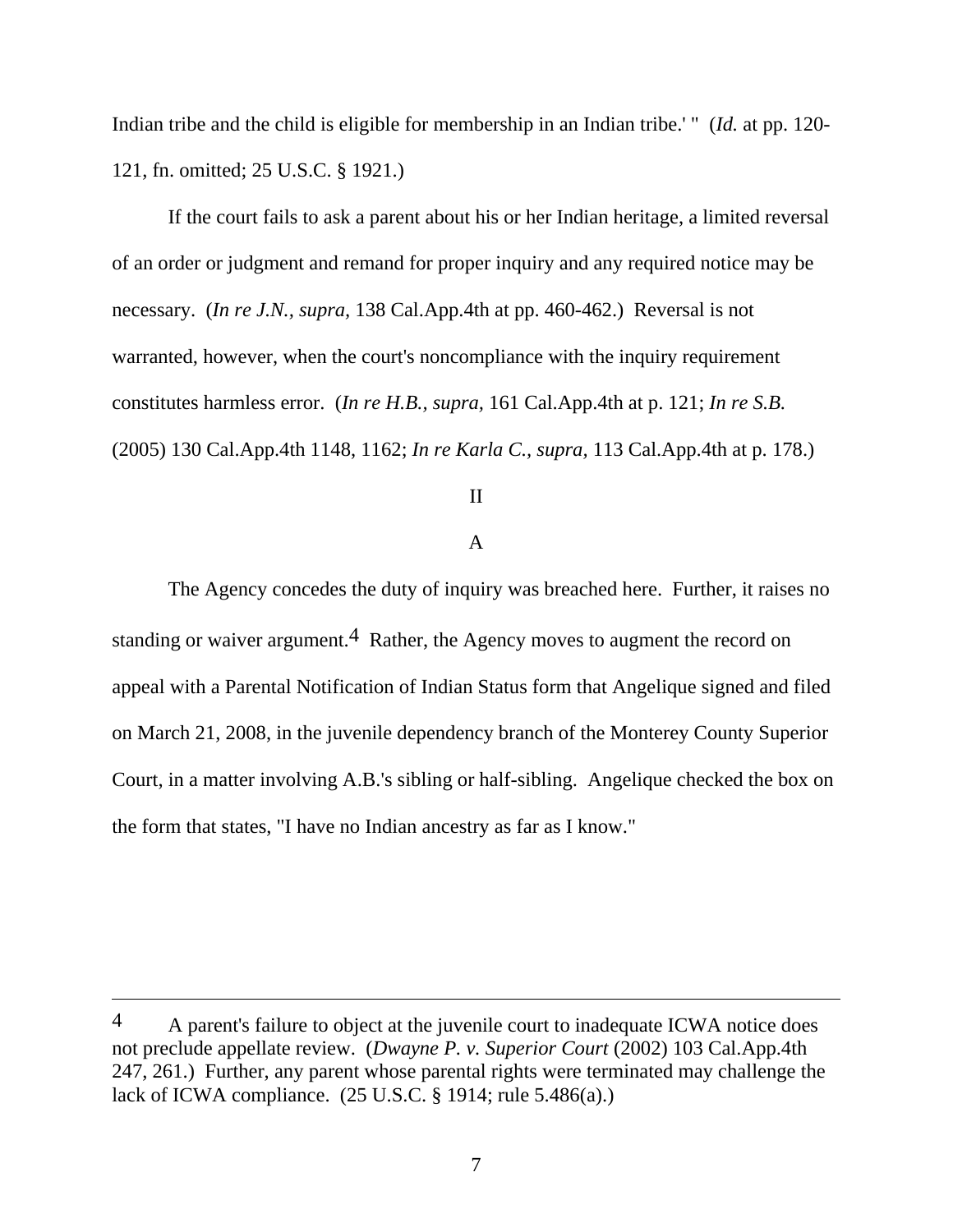Indian tribe and the child is eligible for membership in an Indian tribe.' " (*Id.* at pp. 120-121, fn. omitted; 25 U.S.C. § 1921.)

If the court fails to ask a parent about his or her Indian heritage, a limited reversal of an order or judgment and remand for proper inquiry and any required notice may be necessary. (*In re J.N.*, *supra,* 138 Cal.App.4th at pp. 460-462.) Reversal is not warranted, however, when the court's noncompliance with the inquiry requirement constitutes harmless error. (*In re H.B.*, *supra,* 161 Cal.App.4th at p. 121; *In re S.B.* (2005) 130 Cal.App.4th 1148, 1162; *In re Karla C.*, *supra,* 113 Cal.App.4th at p. 178.)

II

A

The Agency concedes the duty of inquiry was breached here. Further, it raises no standing or waiver argument.[4] Rather, the Agency moves to augment the record on appeal with a Parental Notification of Indian Status form that Angelique signed and filed on March 21, 2008, in the juvenile dependency branch of the Monterey County Superior Court, in a matter involving A.B.'s sibling or half-sibling. Angelique checked the box on the form that states, "I have no Indian ancestry as far as I know."

---

[4] A parent's failure to object at the juvenile court to inadequate ICWA notice does not preclude appellate review. (*Dwayne P. v. Superior Court* (2002) 103 Cal.App.4th 247, 261.) Further, any parent whose parental rights were terminated may challenge the lack of ICWA compliance. (25 U.S.C. § 1914; rule 5.486(a).)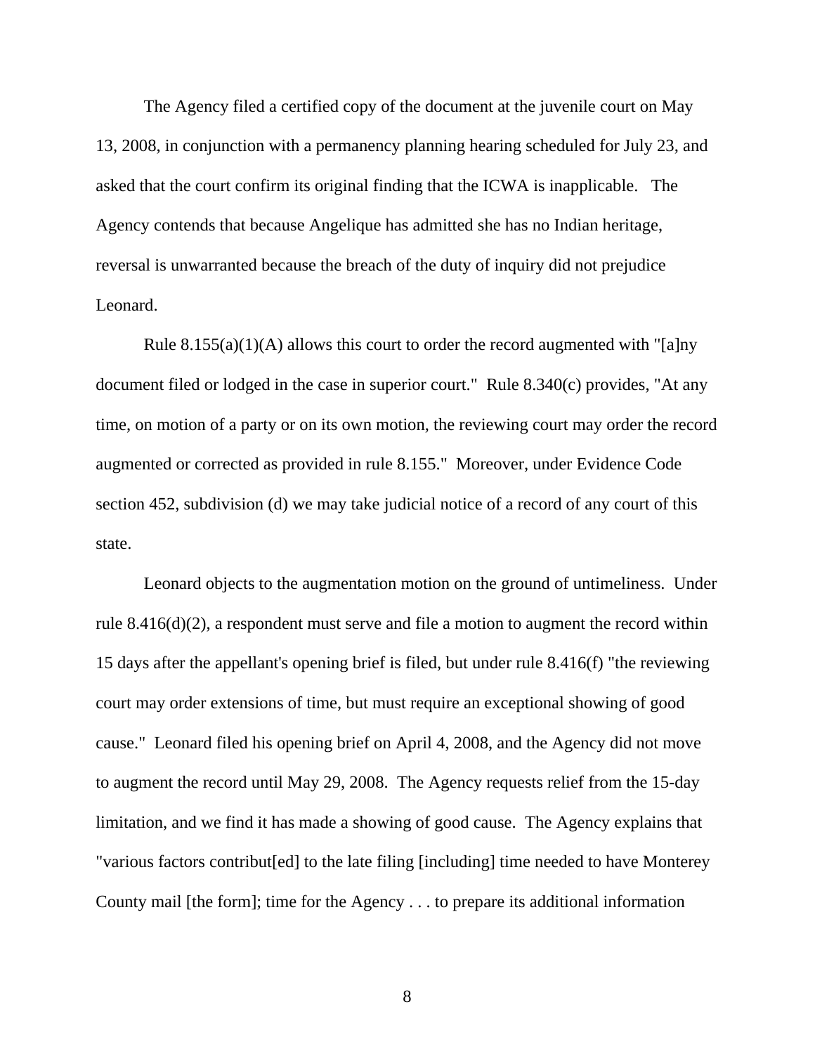The Agency filed a certified copy of the document at the juvenile court on May 13, 2008, in conjunction with a permanency planning hearing scheduled for July 23, and asked that the court confirm its original finding that the ICWA is inapplicable. The Agency contends that because Angelique has admitted she has no Indian heritage, reversal is unwarranted because the breach of the duty of inquiry did not prejudice Leonard.

Rule 8.155(a)(1)(A) allows this court to order the record augmented with "[a]ny document filed or lodged in the case in superior court." Rule 8.340(c) provides, "At any time, on motion of a party or on its own motion, the reviewing court may order the record augmented or corrected as provided in rule 8.155." Moreover, under Evidence Code section 452, subdivision (d) we may take judicial notice of a record of any court of this state.

Leonard objects to the augmentation motion on the ground of untimeliness. Under rule 8.416(d)(2), a respondent must serve and file a motion to augment the record within 15 days after the appellant's opening brief is filed, but under rule 8.416(f) "the reviewing court may order extensions of time, but must require an exceptional showing of good cause." Leonard filed his opening brief on April 4, 2008, and the Agency did not move to augment the record until May 29, 2008. The Agency requests relief from the 15-day limitation, and we find it has made a showing of good cause. The Agency explains that "various factors contribut[ed] to the late filing [including] time needed to have Monterey County mail [the form]; time for the Agency . . . to prepare its additional information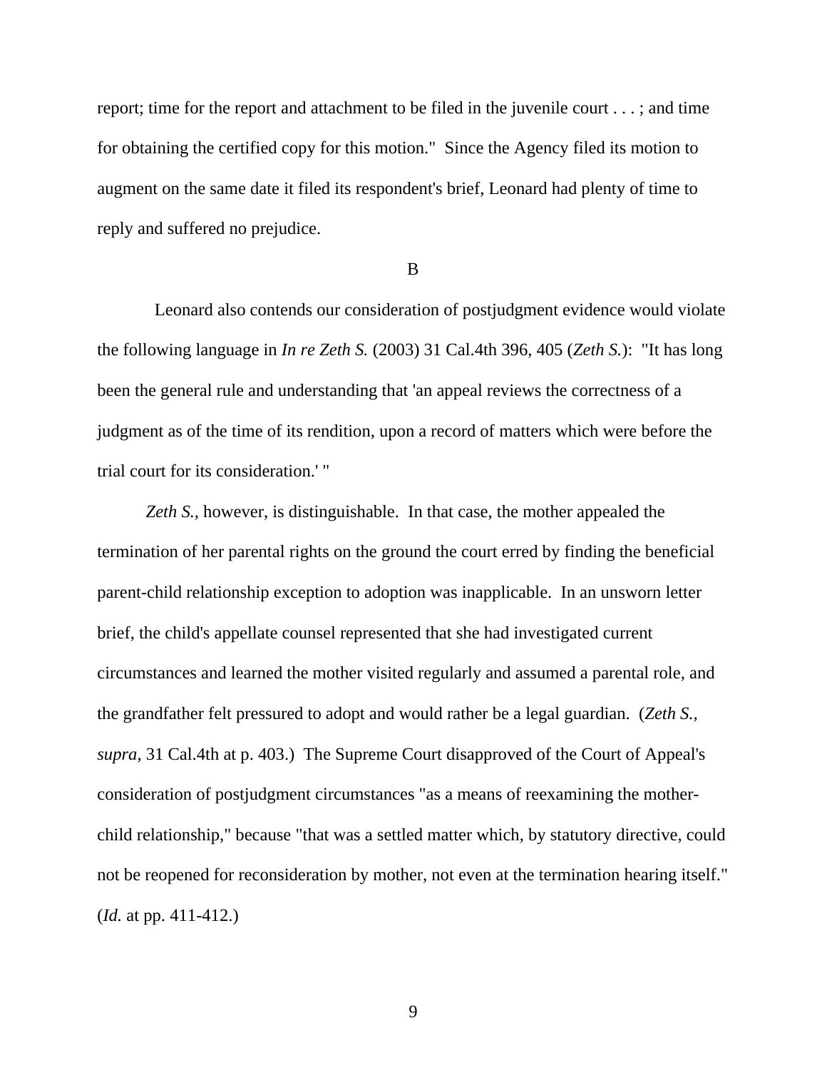report; time for the report and attachment to be filed in the juvenile court . . . ; and time for obtaining the certified copy for this motion." Since the Agency filed its motion to augment on the same date it filed its respondent's brief, Leonard had plenty of time to reply and suffered no prejudice.

B

Leonard also contends our consideration of postjudgment evidence would violate the following language in *In re Zeth S.* (2003) 31 Cal.4th 396, 405 (*Zeth S.*): "It has long been the general rule and understanding that 'an appeal reviews the correctness of a judgment as of the time of its rendition, upon a record of matters which were before the trial court for its consideration.' "

*Zeth S.,* however, is distinguishable. In that case, the mother appealed the termination of her parental rights on the ground the court erred by finding the beneficial parent-child relationship exception to adoption was inapplicable. In an unsworn letter brief, the child's appellate counsel represented that she had investigated current circumstances and learned the mother visited regularly and assumed a parental role, and the grandfather felt pressured to adopt and would rather be a legal guardian. (*Zeth S., supra,* 31 Cal.4th at p. 403.) The Supreme Court disapproved of the Court of Appeal's consideration of postjudgment circumstances "as a means of reexamining the mother-child relationship," because "that was a settled matter which, by statutory directive, could not be reopened for reconsideration by mother, not even at the termination hearing itself." (*Id.* at pp. 411-412.)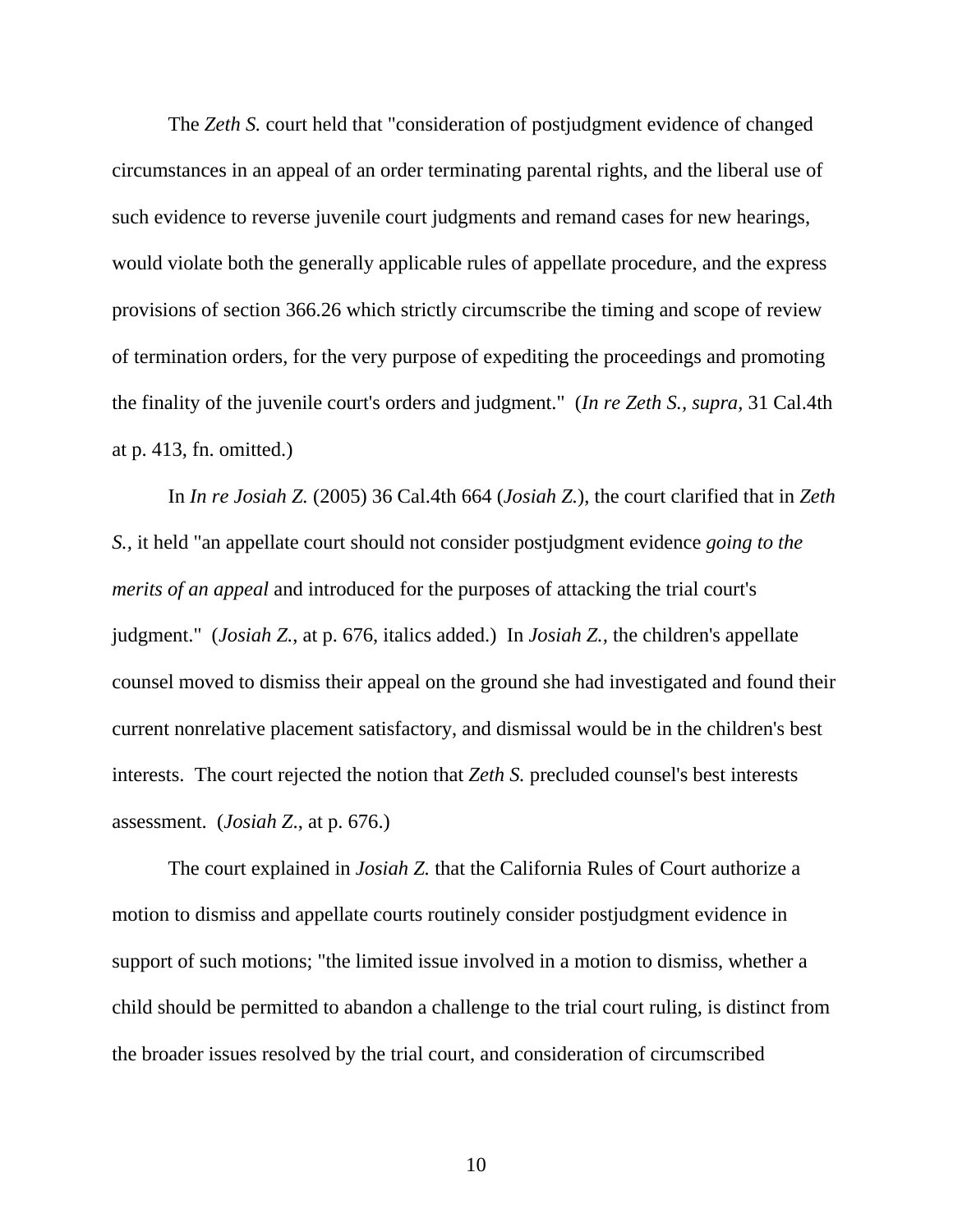The *Zeth S.* court held that "consideration of postjudgment evidence of changed circumstances in an appeal of an order terminating parental rights, and the liberal use of such evidence to reverse juvenile court judgments and remand cases for new hearings, would violate both the generally applicable rules of appellate procedure, and the express provisions of section 366.26 which strictly circumscribe the timing and scope of review of termination orders, for the very purpose of expediting the proceedings and promoting the finality of the juvenile court's orders and judgment." (*In re Zeth S., supra*, 31 Cal.4th at p. 413, fn. omitted.)

In *In re Josiah Z.* (2005) 36 Cal.4th 664 (*Josiah Z.*), the court clarified that in *Zeth S.*, it held "an appellate court should not consider postjudgment evidence *going to the merits of an appeal* and introduced for the purposes of attacking the trial court's judgment." (*Josiah Z.*, at p. 676, italics added.) In *Josiah Z.*, the children's appellate counsel moved to dismiss their appeal on the ground she had investigated and found their current nonrelative placement satisfactory, and dismissal would be in the children's best interests. The court rejected the notion that *Zeth S.* precluded counsel's best interests assessment. (*Josiah Z.*, at p. 676.)

The court explained in *Josiah Z.* that the California Rules of Court authorize a motion to dismiss and appellate courts routinely consider postjudgment evidence in support of such motions; "the limited issue involved in a motion to dismiss, whether a child should be permitted to abandon a challenge to the trial court ruling, is distinct from the broader issues resolved by the trial court, and consideration of circumscribed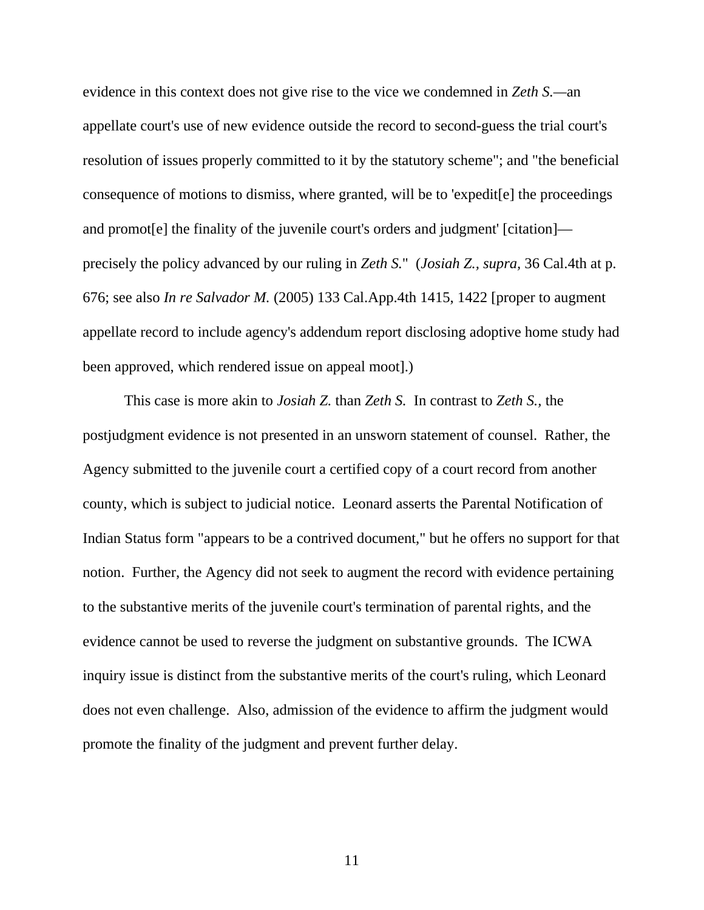evidence in this context does not give rise to the vice we condemned in *Zeth S.*—an appellate court's use of new evidence outside the record to second-guess the trial court's resolution of issues properly committed to it by the statutory scheme"; and "the beneficial consequence of motions to dismiss, where granted, will be to 'expedit[e] the proceedings and promot[e] the finality of the juvenile court's orders and judgment' [citation]—precisely the policy advanced by our ruling in *Zeth S.*" (*Josiah Z.*, *supra*, 36 Cal.4th at p. 676; see also *In re Salvador M.* (2005) 133 Cal.App.4th 1415, 1422 [proper to augment appellate record to include agency's addendum report disclosing adoptive home study had been approved, which rendered issue on appeal moot].)

This case is more akin to *Josiah Z.* than *Zeth S.* In contrast to *Zeth S.*, the postjudgment evidence is not presented in an unsworn statement of counsel. Rather, the Agency submitted to the juvenile court a certified copy of a court record from another county, which is subject to judicial notice. Leonard asserts the Parental Notification of Indian Status form "appears to be a contrived document," but he offers no support for that notion. Further, the Agency did not seek to augment the record with evidence pertaining to the substantive merits of the juvenile court's termination of parental rights, and the evidence cannot be used to reverse the judgment on substantive grounds. The ICWA inquiry issue is distinct from the substantive merits of the court's ruling, which Leonard does not even challenge. Also, admission of the evidence to affirm the judgment would promote the finality of the judgment and prevent further delay.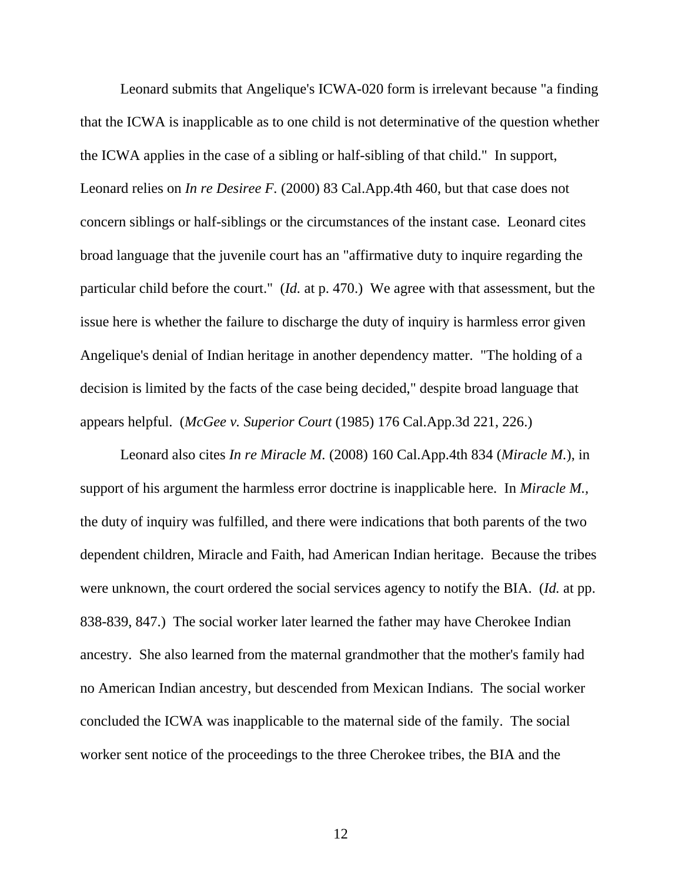Leonard submits that Angelique's ICWA-020 form is irrelevant because "a finding that the ICWA is inapplicable as to one child is not determinative of the question whether the ICWA applies in the case of a sibling or half-sibling of that child." In support, Leonard relies on *In re Desiree F.* (2000) 83 Cal.App.4th 460, but that case does not concern siblings or half-siblings or the circumstances of the instant case. Leonard cites broad language that the juvenile court has an "affirmative duty to inquire regarding the particular child before the court." (*Id.* at p. 470.) We agree with that assessment, but the issue here is whether the failure to discharge the duty of inquiry is harmless error given Angelique's denial of Indian heritage in another dependency matter. "The holding of a decision is limited by the facts of the case being decided," despite broad language that appears helpful. (*McGee v. Superior Court* (1985) 176 Cal.App.3d 221, 226.)

Leonard also cites *In re Miracle M.* (2008) 160 Cal.App.4th 834 (*Miracle M.*), in support of his argument the harmless error doctrine is inapplicable here. In *Miracle M.*, the duty of inquiry was fulfilled, and there were indications that both parents of the two dependent children, Miracle and Faith, had American Indian heritage. Because the tribes were unknown, the court ordered the social services agency to notify the BIA. (*Id.* at pp. 838-839, 847.) The social worker later learned the father may have Cherokee Indian ancestry. She also learned from the maternal grandmother that the mother's family had no American Indian ancestry, but descended from Mexican Indians. The social worker concluded the ICWA was inapplicable to the maternal side of the family. The social worker sent notice of the proceedings to the three Cherokee tribes, the BIA and the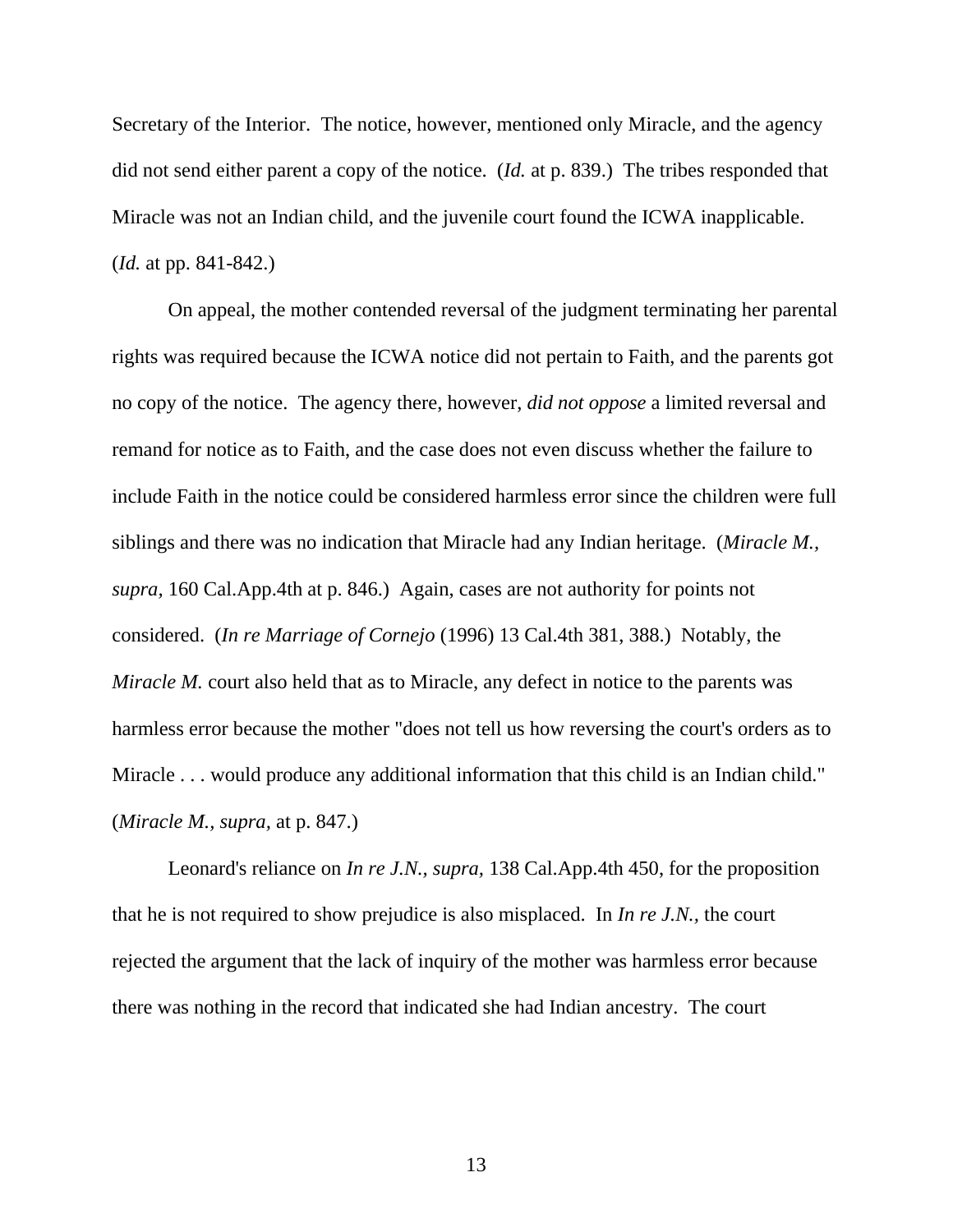Secretary of the Interior. The notice, however, mentioned only Miracle, and the agency did not send either parent a copy of the notice. (*Id.* at p. 839.) The tribes responded that Miracle was not an Indian child, and the juvenile court found the ICWA inapplicable. (*Id.* at pp. 841-842.)

On appeal, the mother contended reversal of the judgment terminating her parental rights was required because the ICWA notice did not pertain to Faith, and the parents got no copy of the notice. The agency there, however, *did not oppose* a limited reversal and remand for notice as to Faith, and the case does not even discuss whether the failure to include Faith in the notice could be considered harmless error since the children were full siblings and there was no indication that Miracle had any Indian heritage. (*Miracle M., supra,* 160 Cal.App.4th at p. 846.) Again, cases are not authority for points not considered. (*In re Marriage of Cornejo* (1996) 13 Cal.4th 381, 388.) Notably, the *Miracle M.* court also held that as to Miracle, any defect in notice to the parents was harmless error because the mother "does not tell us how reversing the court's orders as to Miracle . . . would produce any additional information that this child is an Indian child." (*Miracle M., supra,* at p. 847.)

Leonard's reliance on *In re J.N., supra,* 138 Cal.App.4th 450, for the proposition that he is not required to show prejudice is also misplaced. In *In re J.N.,* the court rejected the argument that the lack of inquiry of the mother was harmless error because there was nothing in the record that indicated she had Indian ancestry. The court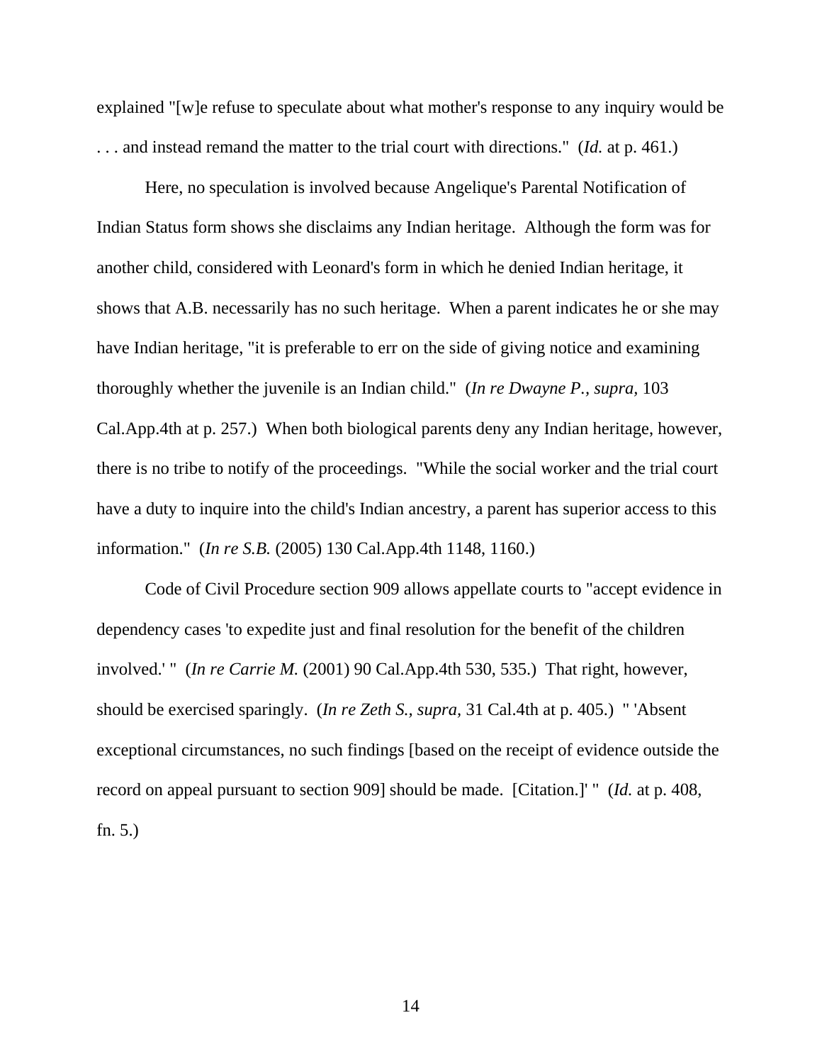explained "[w]e refuse to speculate about what mother's response to any inquiry would be . . . and instead remand the matter to the trial court with directions." (*Id.* at p. 461.)

Here, no speculation is involved because Angelique's Parental Notification of Indian Status form shows she disclaims any Indian heritage. Although the form was for another child, considered with Leonard's form in which he denied Indian heritage, it shows that A.B. necessarily has no such heritage. When a parent indicates he or she may have Indian heritage, "it is preferable to err on the side of giving notice and examining thoroughly whether the juvenile is an Indian child." (*In re Dwayne P.*, *supra*, 103 Cal.App.4th at p. 257.) When both biological parents deny any Indian heritage, however, there is no tribe to notify of the proceedings. "While the social worker and the trial court have a duty to inquire into the child's Indian ancestry, a parent has superior access to this information." (*In re S.B.* (2005) 130 Cal.App.4th 1148, 1160.)

Code of Civil Procedure section 909 allows appellate courts to "accept evidence in dependency cases 'to expedite just and final resolution for the benefit of the children involved.' " (*In re Carrie M.* (2001) 90 Cal.App.4th 530, 535.) That right, however, should be exercised sparingly. (*In re Zeth S.*, *supra*, 31 Cal.4th at p. 405.) " 'Absent exceptional circumstances, no such findings [based on the receipt of evidence outside the record on appeal pursuant to section 909] should be made. [Citation.]' " (*Id.* at p. 408, fn. 5.)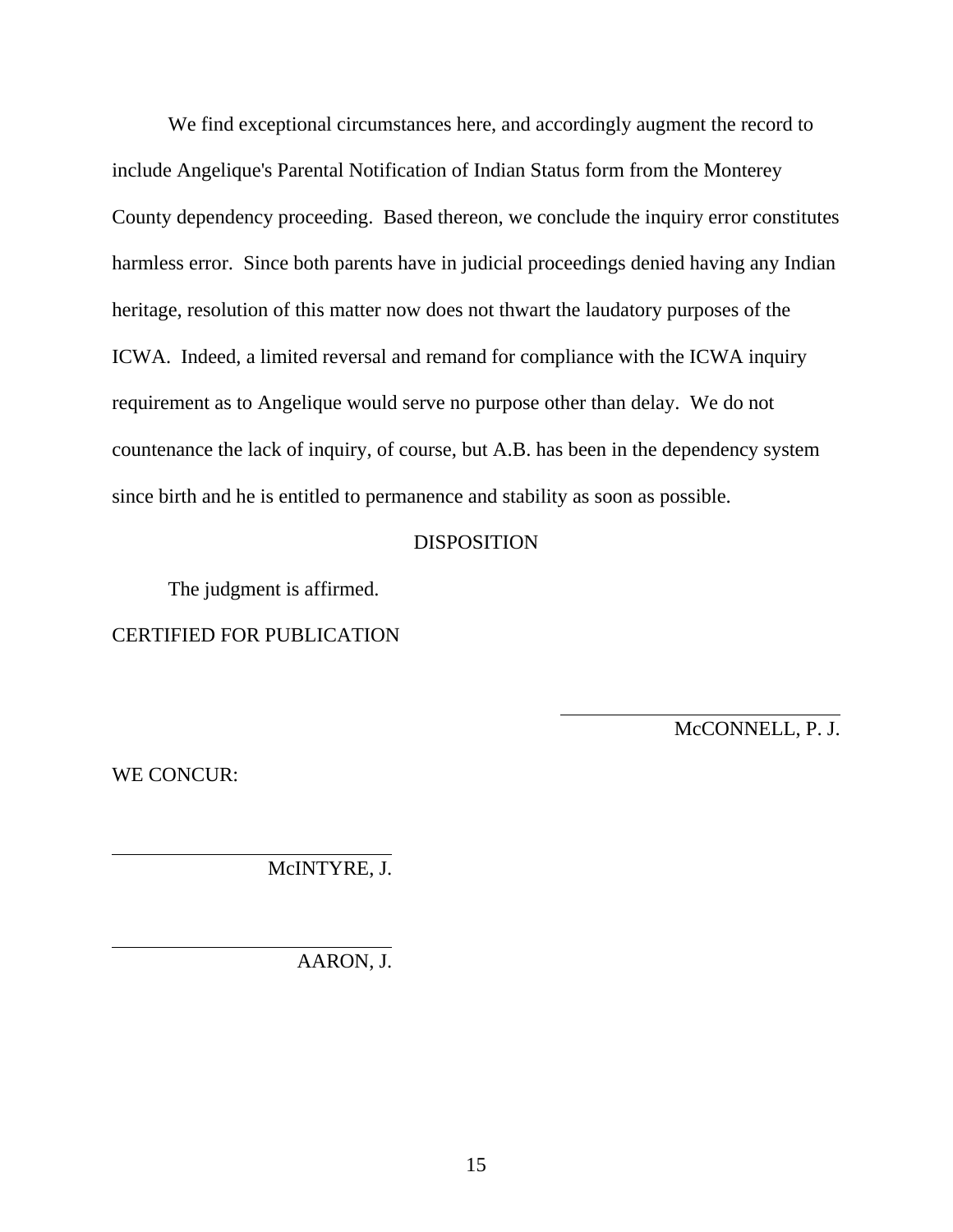We find exceptional circumstances here, and accordingly augment the record to include Angelique's Parental Notification of Indian Status form from the Monterey County dependency proceeding. Based thereon, we conclude the inquiry error constitutes harmless error. Since both parents have in judicial proceedings denied having any Indian heritage, resolution of this matter now does not thwart the laudatory purposes of the ICWA. Indeed, a limited reversal and remand for compliance with the ICWA inquiry requirement as to Angelique would serve no purpose other than delay. We do not countenance the lack of inquiry, of course, but A.B. has been in the dependency system since birth and he is entitled to permanence and stability as soon as possible.

## DISPOSITION

The judgment is affirmed.

CERTIFIED FOR PUBLICATION

McCONNELL, P. J.

WE CONCUR:

McINTYRE, J.

AARON, J.